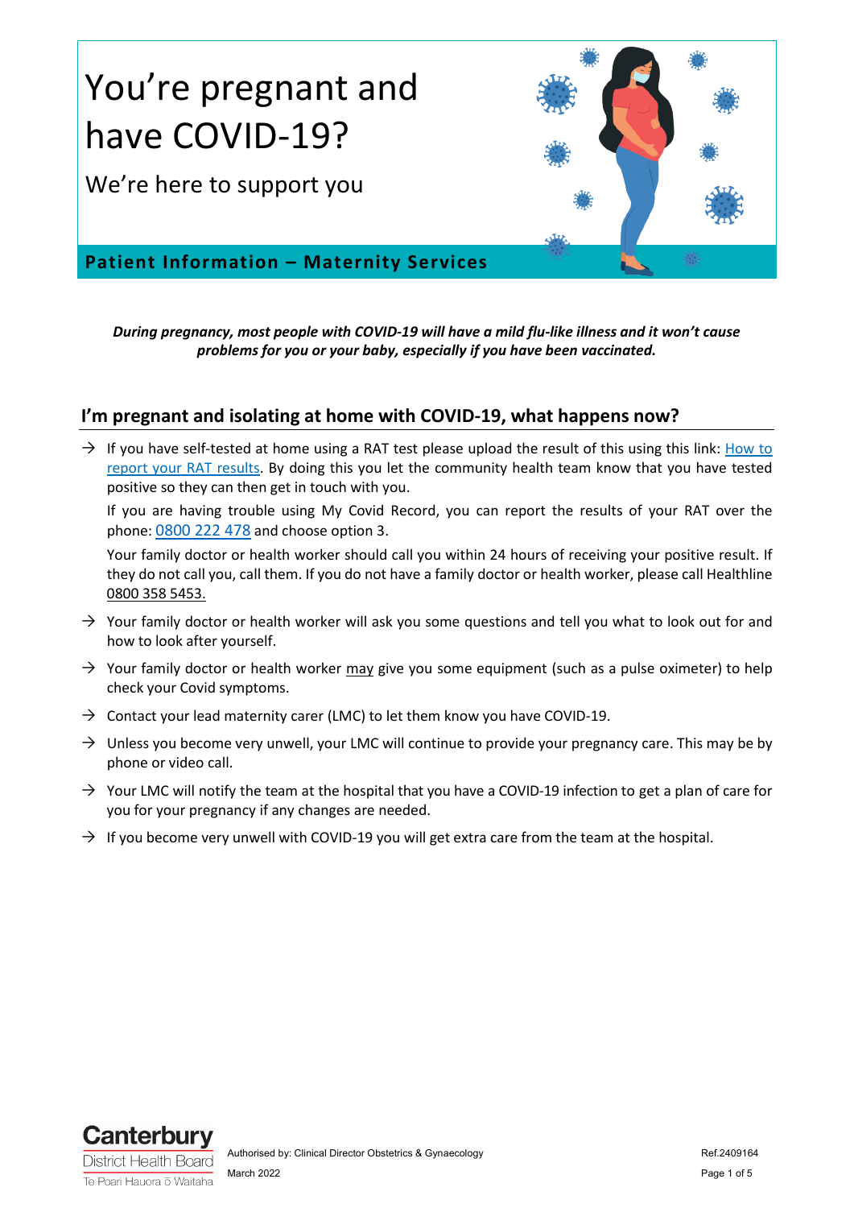# You're pregnant and have COVID-19?

## We're here to support you

**Patient Information – Maternity Services**

***During pregnancy, most people with COVID-19 will have a mild flu-like illness and it won't cause problems for you or your baby, especially if you have been vaccinated.***

## I'm pregnant and isolating at home with COVID-19, what happens now?

→ If you have self-tested at home using a RAT test please upload the result of this using this link: How to report your RAT results. By doing this you let the community health team know that you have tested positive so they can then get in touch with you.

If you are having trouble using My Covid Record, you can report the results of your RAT over the phone: 0800 222 478 and choose option 3.

Your family doctor or health worker should call you within 24 hours of receiving your positive result. If they do not call you, call them. If you do not have a family doctor or health worker, please call Healthline 0800 358 5453.

→ Your family doctor or health worker will ask you some questions and tell you what to look out for and how to look after yourself.

→ Your family doctor or health worker may give you some equipment (such as a pulse oximeter) to help check your Covid symptoms.

→ Contact your lead maternity carer (LMC) to let them know you have COVID-19.

→ Unless you become very unwell, your LMC will continue to provide your pregnancy care. This may be by phone or video call.

→ Your LMC will notify the team at the hospital that you have a COVID-19 infection to get a plan of care for you for your pregnancy if any changes are needed.

→ If you become very unwell with COVID-19 you will get extra care from the team at the hospital.

Canterbury District Health Board
Te Poari Hauora ō Waitaha

Authorised by: Clinical Director Obstetrics & Gynaecology
March 2022

Ref.2409164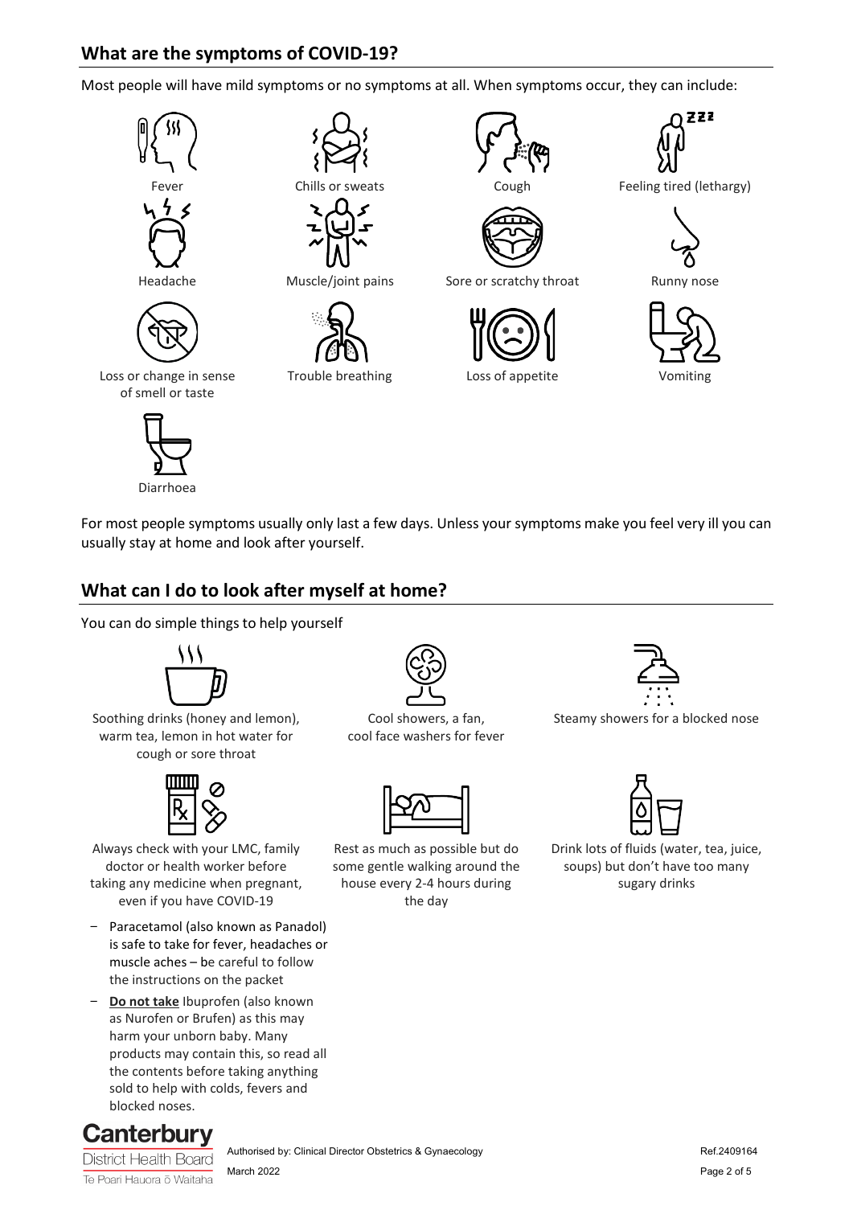## What are the symptoms of COVID-19?

Most people will have mild symptoms or no symptoms at all. When symptoms occur, they can include:

- Fever
- Chills or sweats
- Cough
- Feeling tired (lethargy)
- Headache
- Muscle/joint pains
- Sore or scratchy throat
- Runny nose
- Loss or change in sense of smell or taste
- Trouble breathing
- Loss of appetite
- Vomiting
- Diarrhoea

For most people symptoms usually only last a few days. Unless your symptoms make you feel very ill you can usually stay at home and look after yourself.

## What can I do to look after myself at home?

You can do simple things to help yourself

- Soothing drinks (honey and lemon), warm tea, lemon in hot water for cough or sore throat
- Cool showers, a fan, cool face washers for fever
- Steamy showers for a blocked nose
- Always check with your LMC, family doctor or health worker before taking any medicine when pregnant, even if you have COVID-19
  - Paracetamol (also known as Panadol) is safe to take for fever, headaches or muscle aches – be careful to follow the instructions on the packet
  - **<u>Do not take</u>** Ibuprofen (also known as Nurofen or Brufen) as this may harm your unborn baby. Many products may contain this, so read all the contents before taking anything sold to help with colds, fevers and blocked noses.
- Rest as much as possible but do some gentle walking around the house every 2-4 hours during the day
- Drink lots of fluids (water, tea, juice, soups) but don't have too many sugary drinks

Authorised by: Clinical Director Obstetrics & Gynaecology
March 2022
Ref.2409164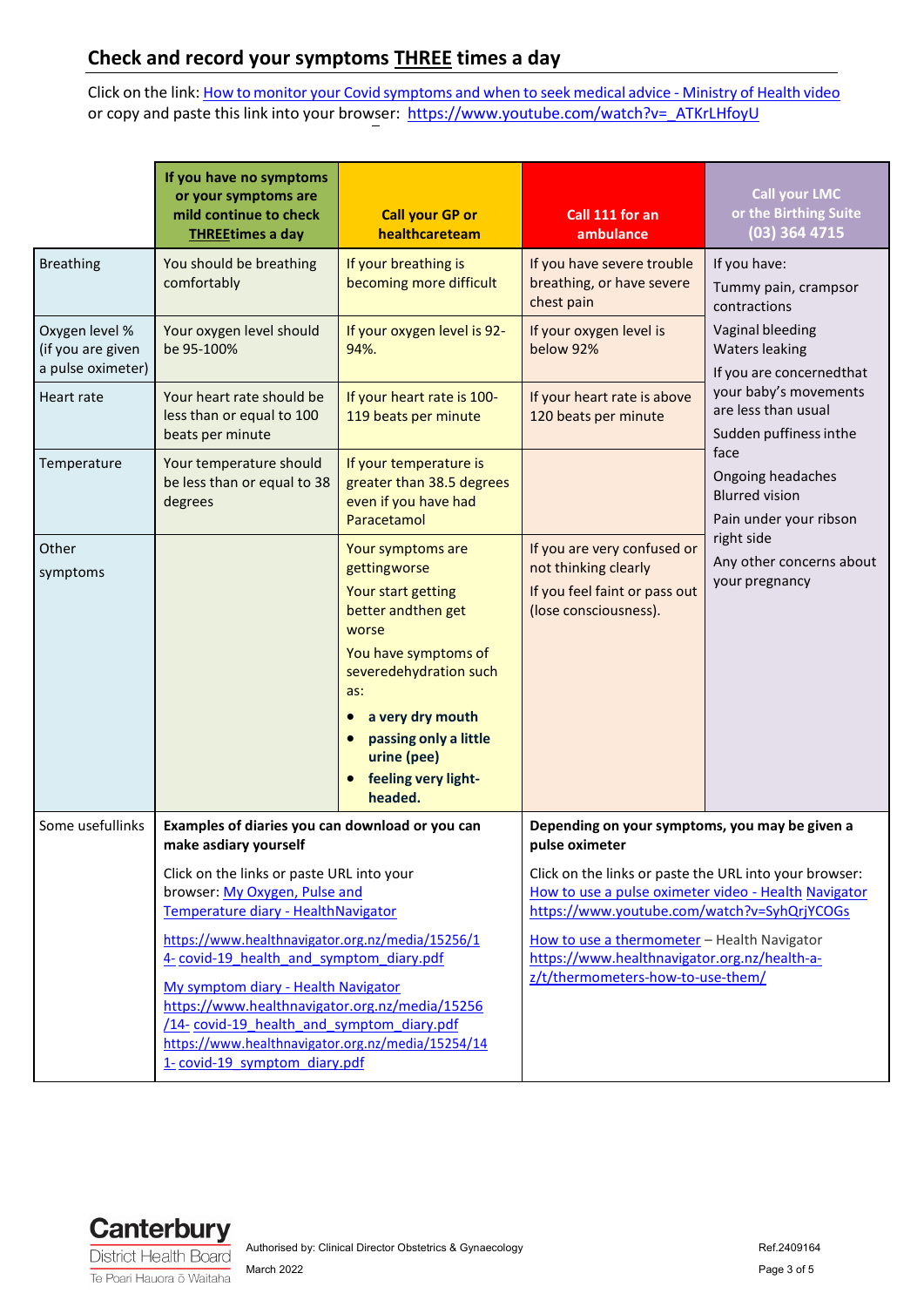## Check and record your symptoms THREE times a day

Click on the link: [How to monitor your Covid symptoms and when to seek medical advice - Ministry of Health video](https://www.youtube.com/watch?v=_ATKrLHfoyU)
or copy and paste this link into your browser: https://www.youtube.com/watch?v=_ATKrLHfoyU

| | If you have no symptoms or your symptoms are mild continue to check THREEtimes a day | Call your GP or healthcareteam | Call 111 for an ambulance | Call your LMC or the Birthing Suite (03) 364 4715 |
|---|---|---|---|---|
| Breathing | You should be breathing comfortably | If your breathing is becoming more difficult | If you have severe trouble breathing, or have severe chest pain | If you have:<br>Tummy pain, crampsor contractions<br>Vaginal bleeding<br>Waters leaking<br>If you are concernedthat your baby's movements are less than usual<br>Sudden puffiness inthe face<br>Ongoing headaches<br>Blurred vision<br>Pain under your ribson right side<br>Any other concerns about your pregnancy |
| Oxygen level % (if you are given a pulse oximeter) | Your oxygen level should be 95-100% | If your oxygen level is 92-94%. | If your oxygen level is below 92% | |
| Heart rate | Your heart rate should be less than or equal to 100 beats per minute | If your heart rate is 100-119 beats per minute | If your heart rate is above 120 beats per minute | |
| Temperature | Your temperature should be less than or equal to 38 degrees | If your temperature is greater than 38.5 degrees even if you have had Paracetamol | | |
| Other symptoms | | Your symptoms are gettingworse<br>Your start getting better andthen get worse<br>You have symptoms of severedehydration such as:<br>• **a very dry mouth**<br>• **passing only a little urine (pee)**<br>• **feeling very light-headed.** | If you are very confused or not thinking clearly<br>If you feel faint or pass out (lose consciousness). | |
| Some usefullinks | **Examples of diaries you can download or you can make asdiary yourself**<br>Click on the links or paste URL into your browser: [My Oxygen, Pulse and Temperature diary - HealthNavigator](https://www.healthnavigator.org.nz/media/15256/14-covid-19_health_and_symptom_diary.pdf)<br>https://www.healthnavigator.org.nz/media/15256/14-covid-19_health_and_symptom_diary.pdf<br>[My symptom diary - Health Navigator](https://www.healthnavigator.org.nz/media/15256/14-covid-19_health_and_symptom_diary.pdf)<br>https://www.healthnavigator.org.nz/media/15256/14-covid-19_health_and_symptom_diary.pdf<br>https://www.healthnavigator.org.nz/media/15254/141-covid-19_symptom_diary.pdf | | **Depending on your symptoms, you may be given a pulse oximeter**<br>Click on the links or paste the URL into your browser:<br>[How to use a pulse oximeter video - Health Navigator](https://www.youtube.com/watch?v=SyhQrjYCOGs)<br>https://www.youtube.com/watch?v=SyhQrjYCOGs<br>[How to use a thermometer](https://www.healthnavigator.org.nz/health-a-z/t/thermometers-how-to-use-them/) – Health Navigator<br>https://www.healthnavigator.org.nz/health-a-z/t/thermometers-how-to-use-them/ | |

Authorised by: Clinical Director Obstetrics & Gynaecology
March 2022
Ref.2409164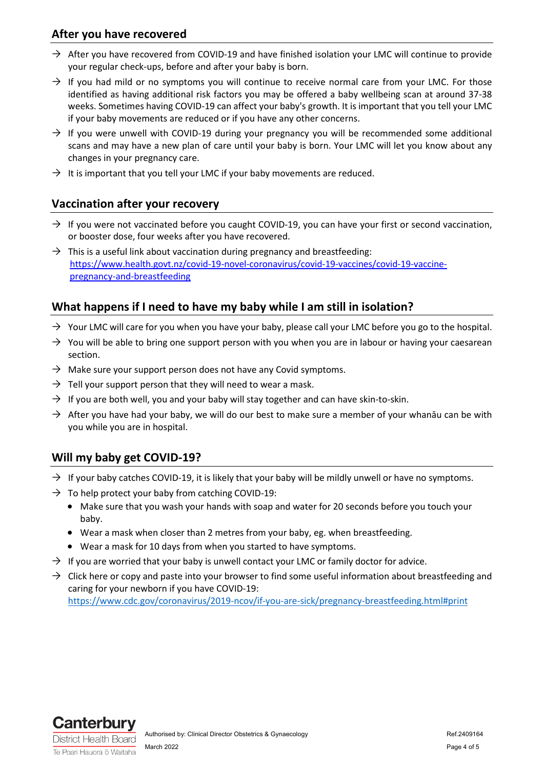## After you have recovered

→ After you have recovered from COVID-19 and have finished isolation your LMC will continue to provide your regular check-ups, before and after your baby is born.

→ If you had mild or no symptoms you will continue to receive normal care from your LMC. For those identified as having additional risk factors you may be offered a baby wellbeing scan at around 37-38 weeks. Sometimes having COVID-19 can affect your baby's growth. It is important that you tell your LMC if your baby movements are reduced or if you have any other concerns.

→ If you were unwell with COVID-19 during your pregnancy you will be recommended some additional scans and may have a new plan of care until your baby is born. Your LMC will let you know about any changes in your pregnancy care.

→ It is important that you tell your LMC if your baby movements are reduced.

## Vaccination after your recovery

→ If you were not vaccinated before you caught COVID-19, you can have your first or second vaccination, or booster dose, four weeks after you have recovered.

→ This is a useful link about vaccination during pregnancy and breastfeeding: https://www.health.govt.nz/covid-19-novel-coronavirus/covid-19-vaccines/covid-19-vaccine-pregnancy-and-breastfeeding

## What happens if I need to have my baby while I am still in isolation?

→ Your LMC will care for you when you have your baby, please call your LMC before you go to the hospital.

→ You will be able to bring one support person with you when you are in labour or having your caesarean section.

→ Make sure your support person does not have any Covid symptoms.

→ Tell your support person that they will need to wear a mask.

→ If you are both well, you and your baby will stay together and can have skin-to-skin.

→ After you have had your baby, we will do our best to make sure a member of your whanāu can be with you while you are in hospital.

## Will my baby get COVID-19?

→ If your baby catches COVID-19, it is likely that your baby will be mildly unwell or have no symptoms.

→ To help protect your baby from catching COVID-19:

- Make sure that you wash your hands with soap and water for 20 seconds before you touch your baby.
- Wear a mask when closer than 2 metres from your baby, eg. when breastfeeding.
- Wear a mask for 10 days from when you started to have symptoms.

→ If you are worried that your baby is unwell contact your LMC or family doctor for advice.

→ Click here or copy and paste into your browser to find some useful information about breastfeeding and caring for your newborn if you have COVID-19: https://www.cdc.gov/coronavirus/2019-ncov/if-you-are-sick/pregnancy-breastfeeding.html#print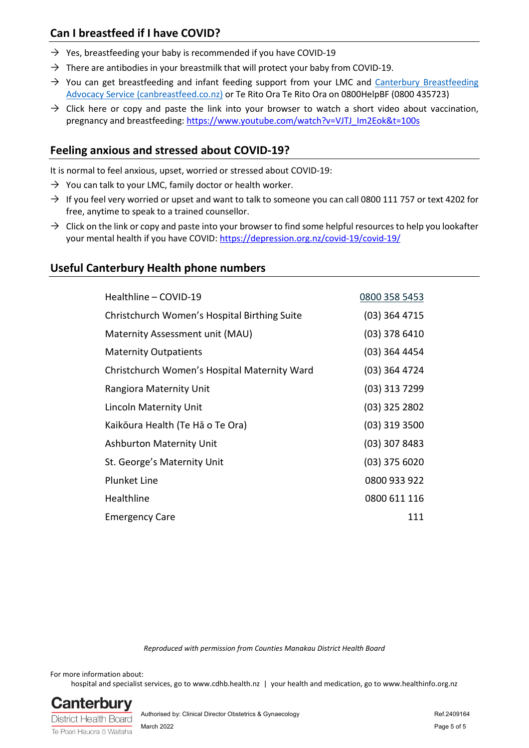## Can I breastfeed if I have COVID?

- → Yes, breastfeeding your baby is recommended if you have COVID-19
- → There are antibodies in your breastmilk that will protect your baby from COVID-19.
- → You can get breastfeeding and infant feeding support from your LMC and Canterbury Breastfeeding Advocacy Service (canbreastfeed.co.nz) or Te Rito Ora Te Rito Ora on 0800HelpBF (0800 435723)
- → Click here or copy and paste the link into your browser to watch a short video about vaccination, pregnancy and breastfeeding: https://www.youtube.com/watch?v=VJTJ_Im2Eok&t=100s

## Feeling anxious and stressed about COVID-19?

It is normal to feel anxious, upset, worried or stressed about COVID-19:

- → You can talk to your LMC, family doctor or health worker.
- → If you feel very worried or upset and want to talk to someone you can call 0800 111 757 or text 4202 for free, anytime to speak to a trained counsellor.
- → Click on the link or copy and paste into your browser to find some helpful resources to help you lookafter your mental health if you have COVID: https://depression.org.nz/covid-19/covid-19/

## Useful Canterbury Health phone numbers

| | |
|---|---|
| Healthline – COVID-19 | 0800 358 5453 |
| Christchurch Women's Hospital Birthing Suite | (03) 364 4715 |
| Maternity Assessment unit (MAU) | (03) 378 6410 |
| Maternity Outpatients | (03) 364 4454 |
| Christchurch Women's Hospital Maternity Ward | (03) 364 4724 |
| Rangiora Maternity Unit | (03) 313 7299 |
| Lincoln Maternity Unit | (03) 325 2802 |
| Kaikōura Health (Te Hā o Te Ora) | (03) 319 3500 |
| Ashburton Maternity Unit | (03) 307 8483 |
| St. George's Maternity Unit | (03) 375 6020 |
| Plunket Line | 0800 933 922 |
| Healthline | 0800 611 116 |
| Emergency Care | 111 |

*Reproduced with permission from Counties Manakau District Health Board*

For more information about:
hospital and specialist services, go to www.cdhb.health.nz | your health and medication, go to www.healthinfo.org.nz

Canterbury District Health Board
Te Poari Hauora ō Waitaha

Authorised by: Clinical Director Obstetrics & Gynaecology
March 2022

Ref.2409164